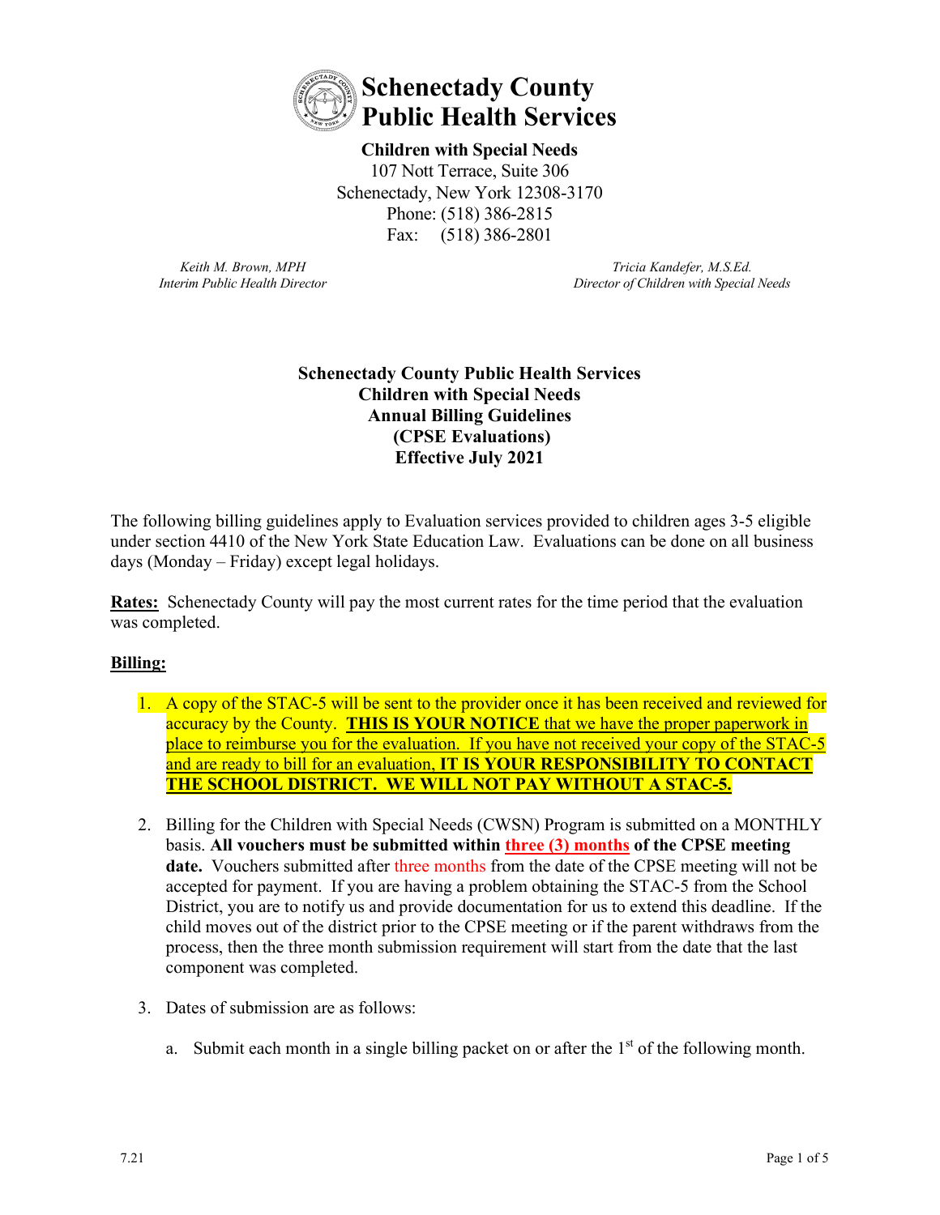# Schenectady County Public Health Services

**Children with Special Needs**
107 Nott Terrace, Suite 306
Schenectady, New York 12308-3170
Phone: (518) 386-2815
Fax: (518) 386-2801

*Keith M. Brown, MPH*
*Interim Public Health Director*

*Tricia Kandefer, M.S.Ed.*
*Director of Children with Special Needs*

## Schenectady County Public Health Services
## Children with Special Needs
## Annual Billing Guidelines
## (CPSE Evaluations)
## Effective July 2021

The following billing guidelines apply to Evaluation services provided to children ages 3-5 eligible under section 4410 of the New York State Education Law. Evaluations can be done on all business days (Monday – Friday) except legal holidays.

**Rates:** Schenectady County will pay the most current rates for the time period that the evaluation was completed.

**Billing:**

1. A copy of the STAC-5 will be sent to the provider once it has been received and reviewed for accuracy by the County. **THIS IS YOUR NOTICE** that we have the proper paperwork in place to reimburse you for the evaluation. If you have not received your copy of the STAC-5 and are ready to bill for an evaluation, **IT IS YOUR RESPONSIBILITY TO CONTACT THE SCHOOL DISTRICT. WE WILL NOT PAY WITHOUT A STAC-5.**

2. Billing for the Children with Special Needs (CWSN) Program is submitted on a MONTHLY basis. **All vouchers must be submitted within three (3) months of the CPSE meeting date.** Vouchers submitted after three months from the date of the CPSE meeting will not be accepted for payment. If you are having a problem obtaining the STAC-5 from the School District, you are to notify us and provide documentation for us to extend this deadline. If the child moves out of the district prior to the CPSE meeting or if the parent withdraws from the process, then the three month submission requirement will start from the date that the last component was completed.

3. Dates of submission are as follows:

   a. Submit each month in a single billing packet on or after the 1st of the following month.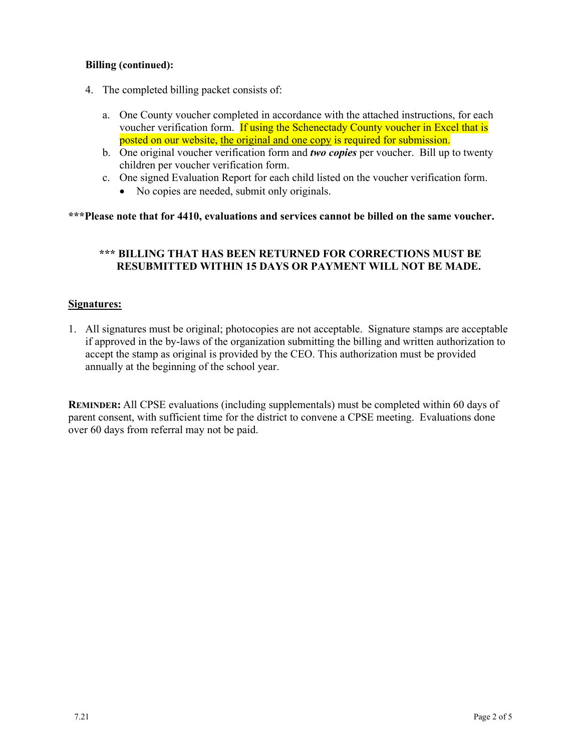**Billing (continued):**

4. The completed billing packet consists of:

   a. One County voucher completed in accordance with the attached instructions, for each voucher verification form. If using the Schenectady County voucher in Excel that is posted on our website, the original and one copy is required for submission.
   
   b. One original voucher verification form and ***two copies*** per voucher. Bill up to twenty children per voucher verification form.
   
   c. One signed Evaluation Report for each child listed on the voucher verification form.
      - No copies are needed, submit only originals.

**\*\*\*Please note that for 4410, evaluations and services cannot be billed on the same voucher.**

**\*\*\* BILLING THAT HAS BEEN RETURNED FOR CORRECTIONS MUST BE RESUBMITTED WITHIN 15 DAYS OR PAYMENT WILL NOT BE MADE.**

## Signatures:

1. All signatures must be original; photocopies are not acceptable. Signature stamps are acceptable if approved in the by-laws of the organization submitting the billing and written authorization to accept the stamp as original is provided by the CEO. This authorization must be provided annually at the beginning of the school year.

**REMINDER:** All CPSE evaluations (including supplementals) must be completed within 60 days of parent consent, with sufficient time for the district to convene a CPSE meeting. Evaluations done over 60 days from referral may not be paid.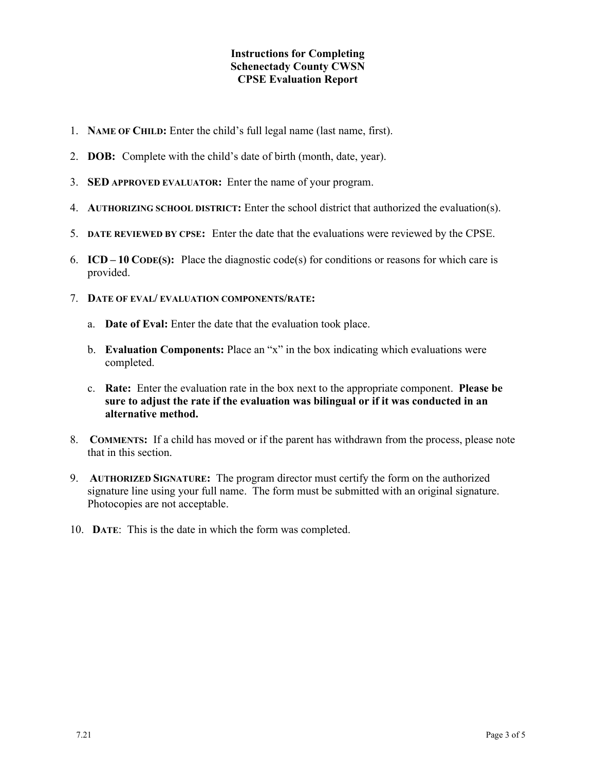# Instructions for Completing
# Schenectady County CWSN
# CPSE Evaluation Report

1. **Name of Child:** Enter the child's full legal name (last name, first).

2. **DOB:** Complete with the child's date of birth (month, date, year).

3. **SED approved evaluator:** Enter the name of your program.

4. **Authorizing school district:** Enter the school district that authorized the evaluation(s).

5. **date reviewed by CPSE:** Enter the date that the evaluations were reviewed by the CPSE.

6. **ICD – 10 Code(s):** Place the diagnostic code(s) for conditions or reasons for which care is provided.

7. **Date of eval/ evaluation components/rate:**

   a. **Date of Eval:** Enter the date that the evaluation took place.

   b. **Evaluation Components:** Place an "x" in the box indicating which evaluations were completed.

   c. **Rate:** Enter the evaluation rate in the box next to the appropriate component. **Please be sure to adjust the rate if the evaluation was bilingual or if it was conducted in an alternative method.**

8. **Comments:** If a child has moved or if the parent has withdrawn from the process, please note that in this section.

9. **Authorized Signature:** The program director must certify the form on the authorized signature line using your full name. The form must be submitted with an original signature. Photocopies are not acceptable.

10. **Date**: This is the date in which the form was completed.

7.21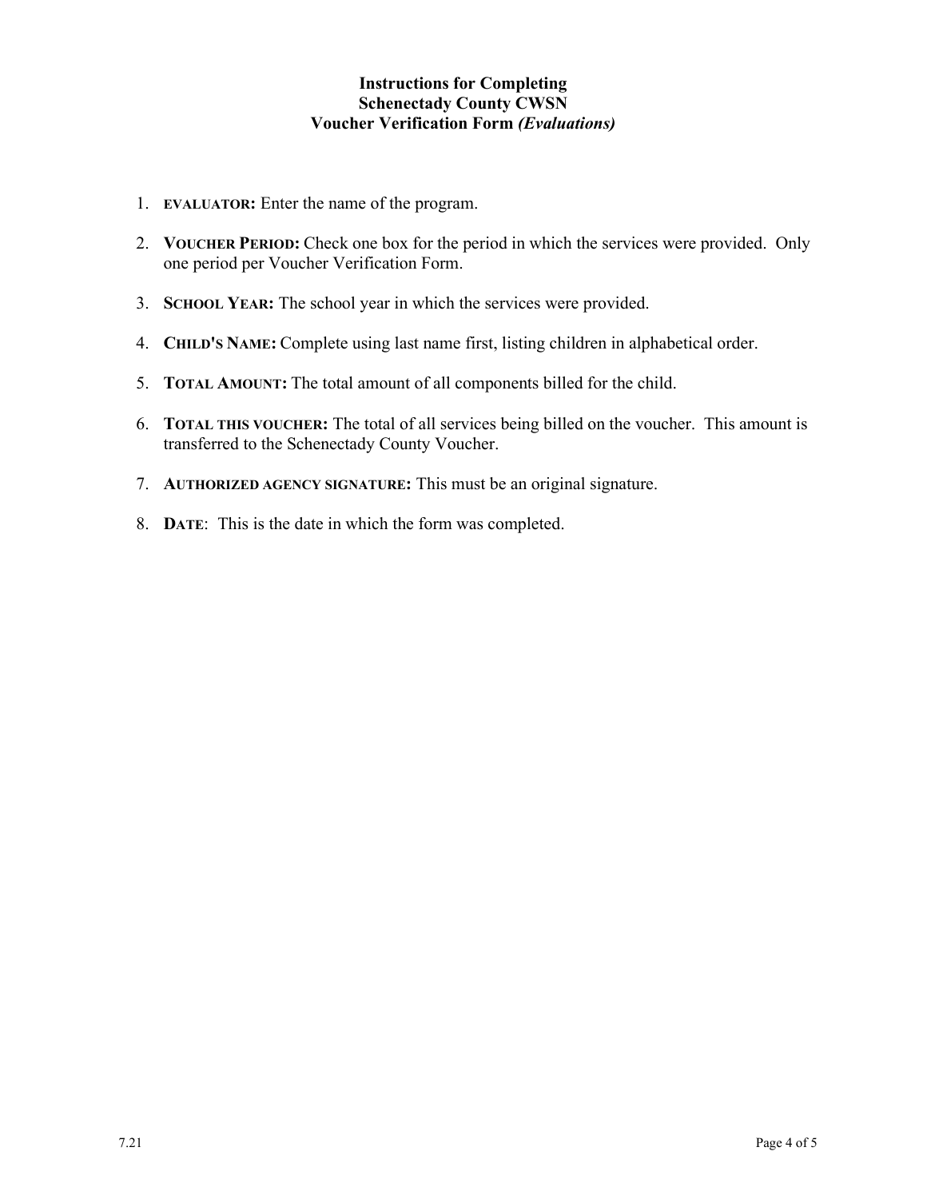**Instructions for Completing**
**Schenectady County CWSN**
**Voucher Verification Form *(Evaluations)***

1. **EVALUATOR:** Enter the name of the program.
2. **VOUCHER PERIOD:** Check one box for the period in which the services were provided. Only one period per Voucher Verification Form.
3. **SCHOOL YEAR:** The school year in which the services were provided.
4. **CHILD'S NAME:** Complete using last name first, listing children in alphabetical order.
5. **TOTAL AMOUNT:** The total amount of all components billed for the child.
6. **TOTAL THIS VOUCHER:** The total of all services being billed on the voucher. This amount is transferred to the Schenectady County Voucher.
7. **AUTHORIZED AGENCY SIGNATURE:** This must be an original signature.
8. **DATE**: This is the date in which the form was completed.

7.21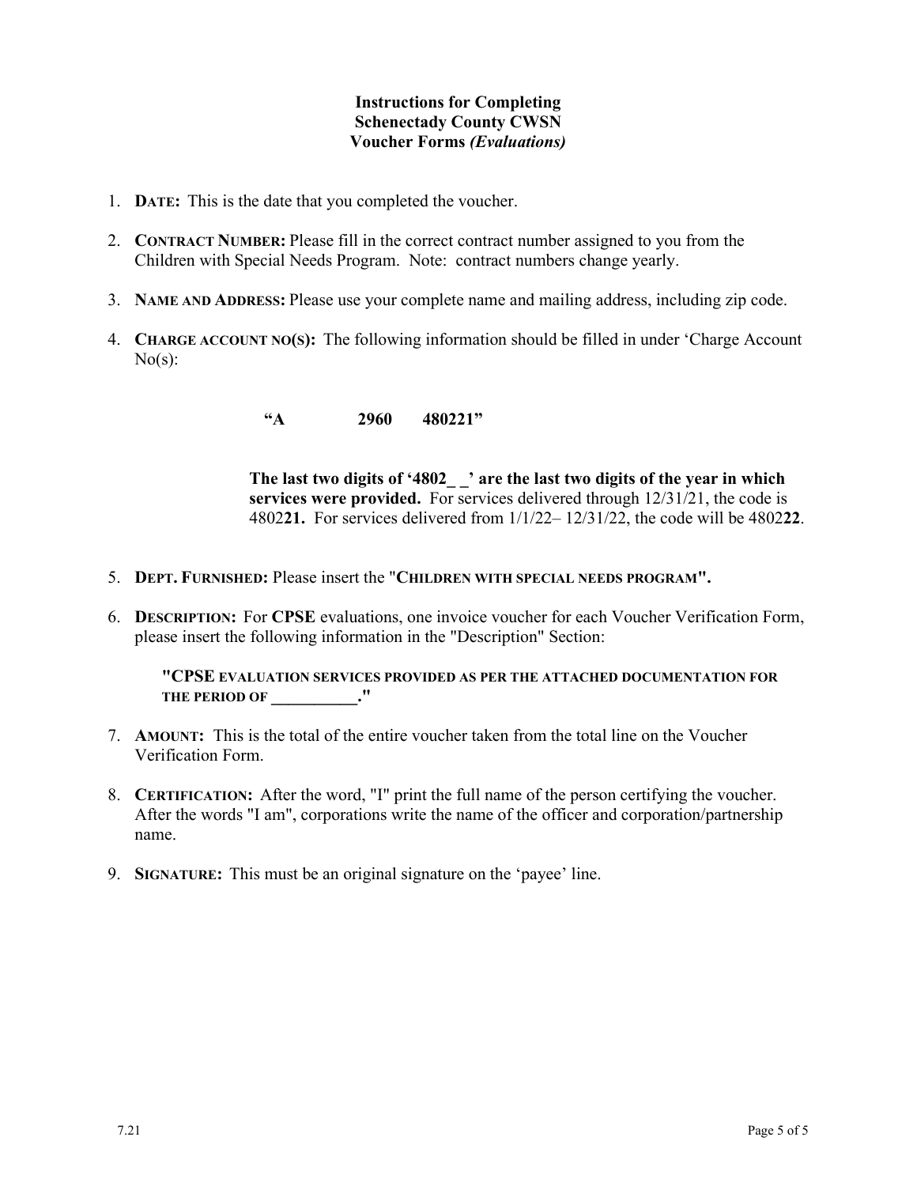**Instructions for Completing**
**Schenectady County CWSN**
**Voucher Forms *(Evaluations)***

1. **DATE:** This is the date that you completed the voucher.

2. **CONTRACT NUMBER:** Please fill in the correct contract number assigned to you from the Children with Special Needs Program. Note: contract numbers change yearly.

3. **NAME AND ADDRESS:** Please use your complete name and mailing address, including zip code.

4. **CHARGE ACCOUNT NO(S):** The following information should be filled in under 'Charge Account No(s):

   **"A 2960 480221"**

   **The last two digits of '4802_ _' are the last two digits of the year in which services were provided.** For services delivered through 12/31/21, the code is 4802**21.** For services delivered from 1/1/22– 12/31/22, the code will be 4802**22**.

5. **DEPT. FURNISHED:** Please insert the "**CHILDREN WITH SPECIAL NEEDS PROGRAM".**

6. **DESCRIPTION:** For **CPSE** evaluations, one invoice voucher for each Voucher Verification Form, please insert the following information in the "Description" Section:

   **"CPSE EVALUATION SERVICES PROVIDED AS PER THE ATTACHED DOCUMENTATION FOR THE PERIOD OF ___________."**

7. **AMOUNT:** This is the total of the entire voucher taken from the total line on the Voucher Verification Form.

8. **CERTIFICATION:** After the word, "I" print the full name of the person certifying the voucher. After the words "I am", corporations write the name of the officer and corporation/partnership name.

9. **SIGNATURE:** This must be an original signature on the 'payee' line.

7.21